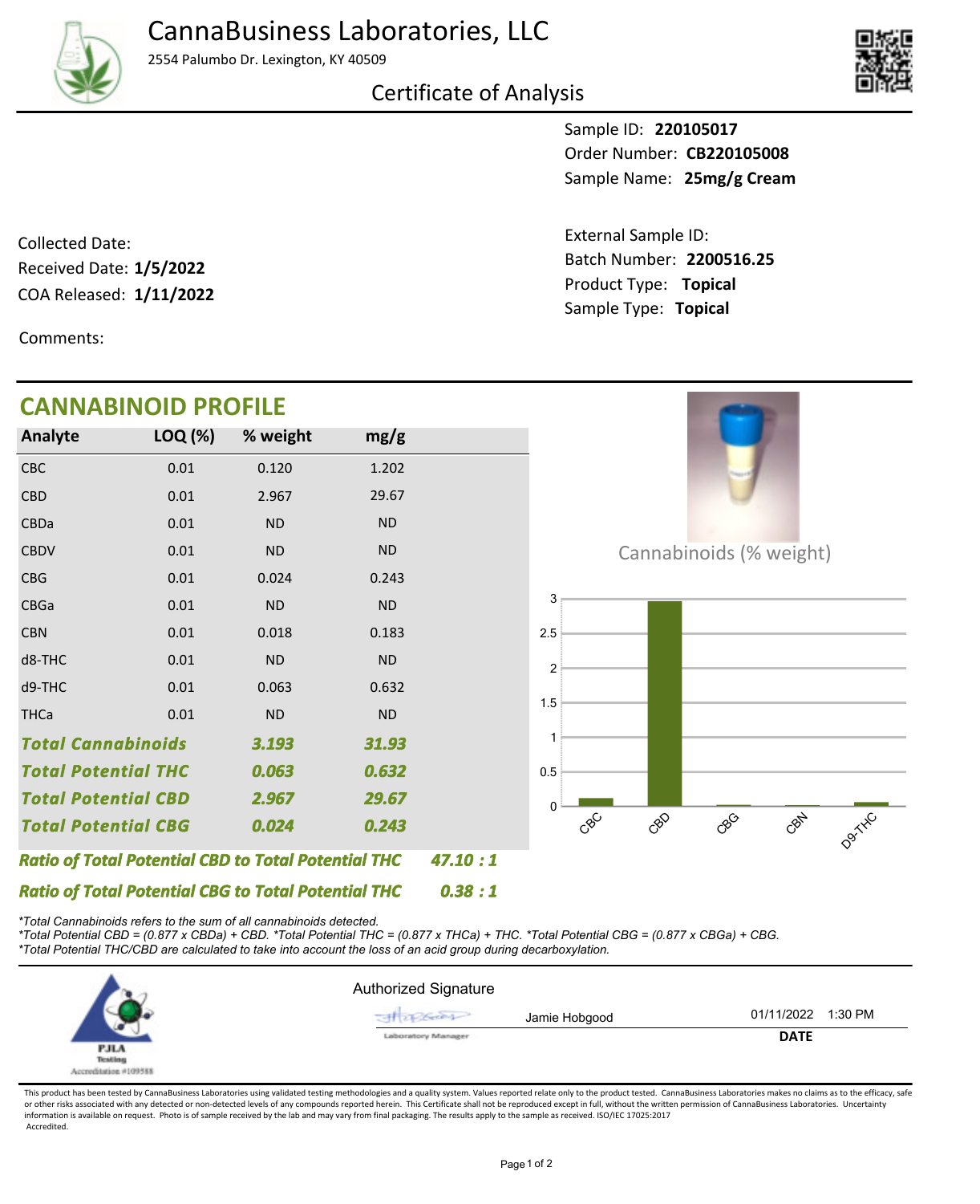# CannaBusiness Laboratories, LLC

2554 Palumbo Dr. Lexington, KY 40509

## Certificate of Analysis

Sample ID: **220105017**
Order Number: **CB220105008**
Sample Name: **25mg/g Cream**

Collected Date:
Received Date: **1/5/2022**
COA Released: **1/11/2022**

External Sample ID:
Batch Number: **2200516.25**
Product Type: **Topical**
Sample Type: **Topical**

Comments:

## CANNABINOID PROFILE

| Analyte | LOQ (%) | % weight | mg/g |
|---|---|---|---|
| CBC | 0.01 | 0.120 | 1.202 |
| CBD | 0.01 | 2.967 | 29.67 |
| CBDa | 0.01 | ND | ND |
| CBDV | 0.01 | ND | ND |
| CBG | 0.01 | 0.024 | 0.243 |
| CBGa | 0.01 | ND | ND |
| CBN | 0.01 | 0.018 | 0.183 |
| d8-THC | 0.01 | ND | ND |
| d9-THC | 0.01 | 0.063 | 0.632 |
| THCa | 0.01 | ND | ND |
| ***Total Cannabinoids*** | | ***3.193*** | ***31.93*** |
| ***Total Potential THC*** | | ***0.063*** | ***0.632*** |
| ***Total Potential CBD*** | | ***2.967*** | ***29.67*** |
| ***Total Potential CBG*** | | ***0.024*** | ***0.243*** |

***Ratio of Total Potential CBD to Total Potential THC*** ***47.10 : 1***

***Ratio of Total Potential CBG to Total Potential THC*** ***0.38 : 1***

Cannabinoids (% weight)

*\*Total Cannabinoids refers to the sum of all cannabinoids detected.*
*\*Total Potential CBD = (0.877 x CBDa) + CBD. \*Total Potential THC = (0.877 x THCa) + THC. \*Total Potential CBG = (0.877 x CBGa) + CBG.*
*\*Total Potential THC/CBD are calculated to take into account the loss of an acid group during decarboxylation.*

PJLA Testing Accreditation #109588

Authorized Signature

Jamie Hobgood — Laboratory Manager — 01/11/2022 1:30 PM

**DATE**

This product has been tested by CannaBusiness Laboratories using validated testing methodologies and a quality system. Values reported relate only to the product tested. CannaBusiness Laboratories makes no claims as to the efficacy, safety or other risks associated with any detected or non-detected levels of any compounds reported herein. This Certificate shall not be reproduced except in full, without the written permission of CannaBusiness Laboratories. Uncertainty information is available on request. Photo is of sample received by the lab and may vary from final packaging. The results apply to the sample as received. ISO/IEC 17025:2017 Accredited.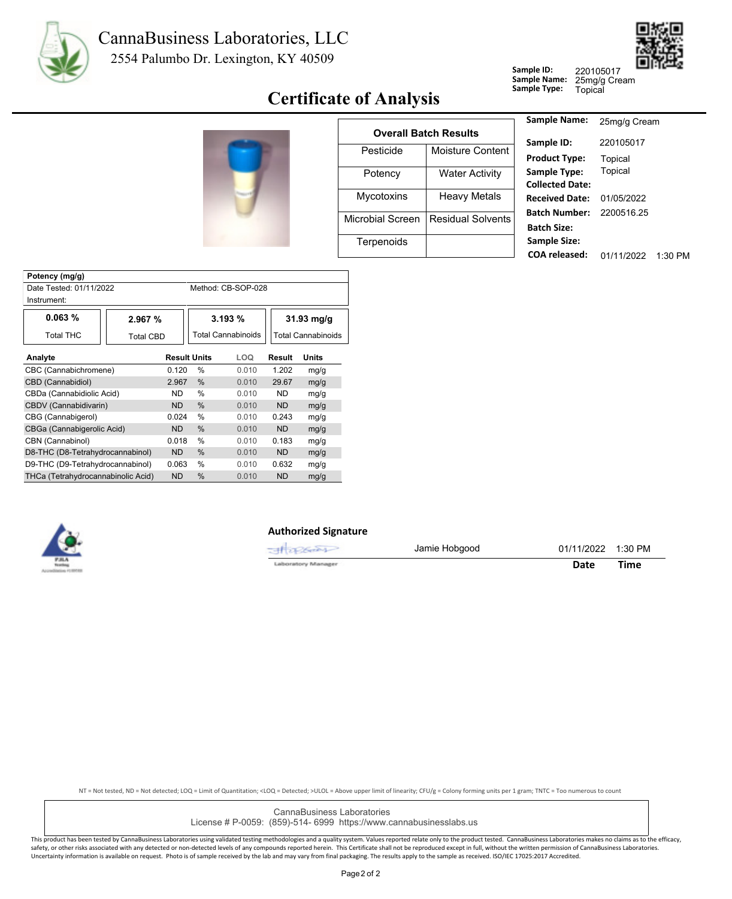# CannaBusiness Laboratories, LLC

2554 Palumbo Dr. Lexington, KY 40509

**Sample ID:** 220105017
**Sample Name:** 25mg/g Cream
**Sample Type:** Topical

## Certificate of Analysis

| Overall Batch Results | |
|---|---|
| Pesticide | Moisture Content |
| Potency | Water Activity |
| Mycotoxins | Heavy Metals |
| Microbial Screen | Residual Solvents |
| Terpenoids | |

**Sample Name:** 25mg/g Cream
**Sample ID:** 220105017
**Product Type:** Topical
**Sample Type:** Topical
**Collected Date:**
**Received Date:** 01/05/2022
**Batch Number:** 2200516.25
**Batch Size:**
**Sample Size:**
**COA released:** 01/11/2022 1:30 PM

### Potency (mg/g)

Date Tested: 01/11/2022
Method: CB-SOP-028
Instrument:

| 0.063 % | 2.967 % | 3.193 % | 31.93 mg/g |
|---|---|---|---|
| Total THC | Total CBD | Total Cannabinoids | Total Cannabinoids |

| Analyte | Result | Units | LOQ | Result | Units |
|---|---|---|---|---|---|
| CBC (Cannabichromene) | 0.120 | % | 0.010 | 1.202 | mg/g |
| CBD (Cannabidiol) | 2.967 | % | 0.010 | 29.67 | mg/g |
| CBDa (Cannabidiolic Acid) | ND | % | 0.010 | ND | mg/g |
| CBDV (Cannabidivarin) | ND | % | 0.010 | ND | mg/g |
| CBG (Cannabigerol) | 0.024 | % | 0.010 | 0.243 | mg/g |
| CBGa (Cannabigerolic Acid) | ND | % | 0.010 | ND | mg/g |
| CBN (Cannabinol) | 0.018 | % | 0.010 | 0.183 | mg/g |
| D8-THC (D8-Tetrahydrocannabinol) | ND | % | 0.010 | ND | mg/g |
| D9-THC (D9-Tetrahydrocannabinol) | 0.063 | % | 0.010 | 0.632 | mg/g |
| THCa (Tetrahydrocannabinolic Acid) | ND | % | 0.010 | ND | mg/g |

**Authorized Signature**

| Laboratory Manager | Jamie Hobgood | 01/11/2022 | 1:30 PM |
|---|---|---|---|
| | | **Date** | **Time** |

NT = Not tested, ND = Not detected; LOQ = Limit of Quantitation; <LOQ = Detected; >ULOL = Above upper limit of linearity; CFU/g = Colony forming units per 1 gram; TNTC = Too numerous to count

CannaBusiness Laboratories
License # P-0059: (859)-514- 6999 https://www.cannabusinesslabs.us

This product has been tested by CannaBusiness Laboratories using validated testing methodologies and a quality system. Values reported relate only to the product tested. CannaBusiness Laboratories makes no claims as to the efficacy, safety, or other risks associated with any detected or non-detected levels of any compounds reported herein. This Certificate shall not be reproduced except in full, without the written permission of CannaBusiness Laboratories. Uncertainty information is available on request. Photo is of sample received by the lab and may vary from final packaging. The results apply to the sample as received. ISO/IEC 17025:2017 Accredited.